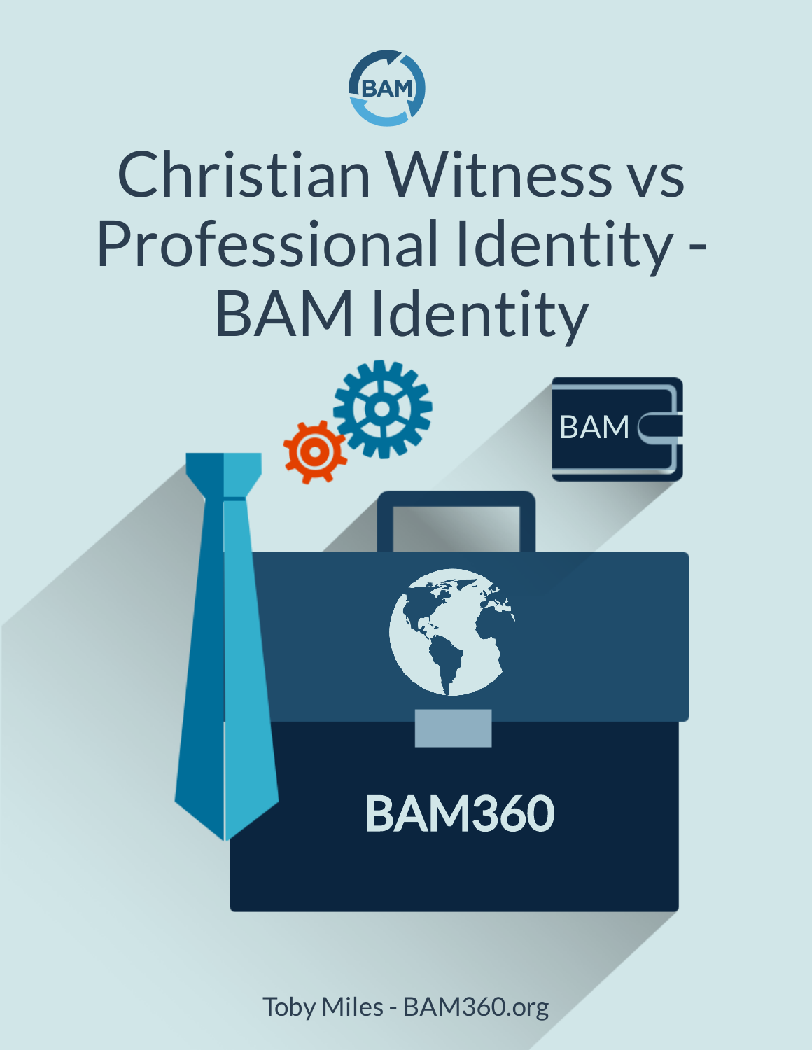# Christian Witness vs Professional Identity - BAM Identity

Toby Miles - BAM360.org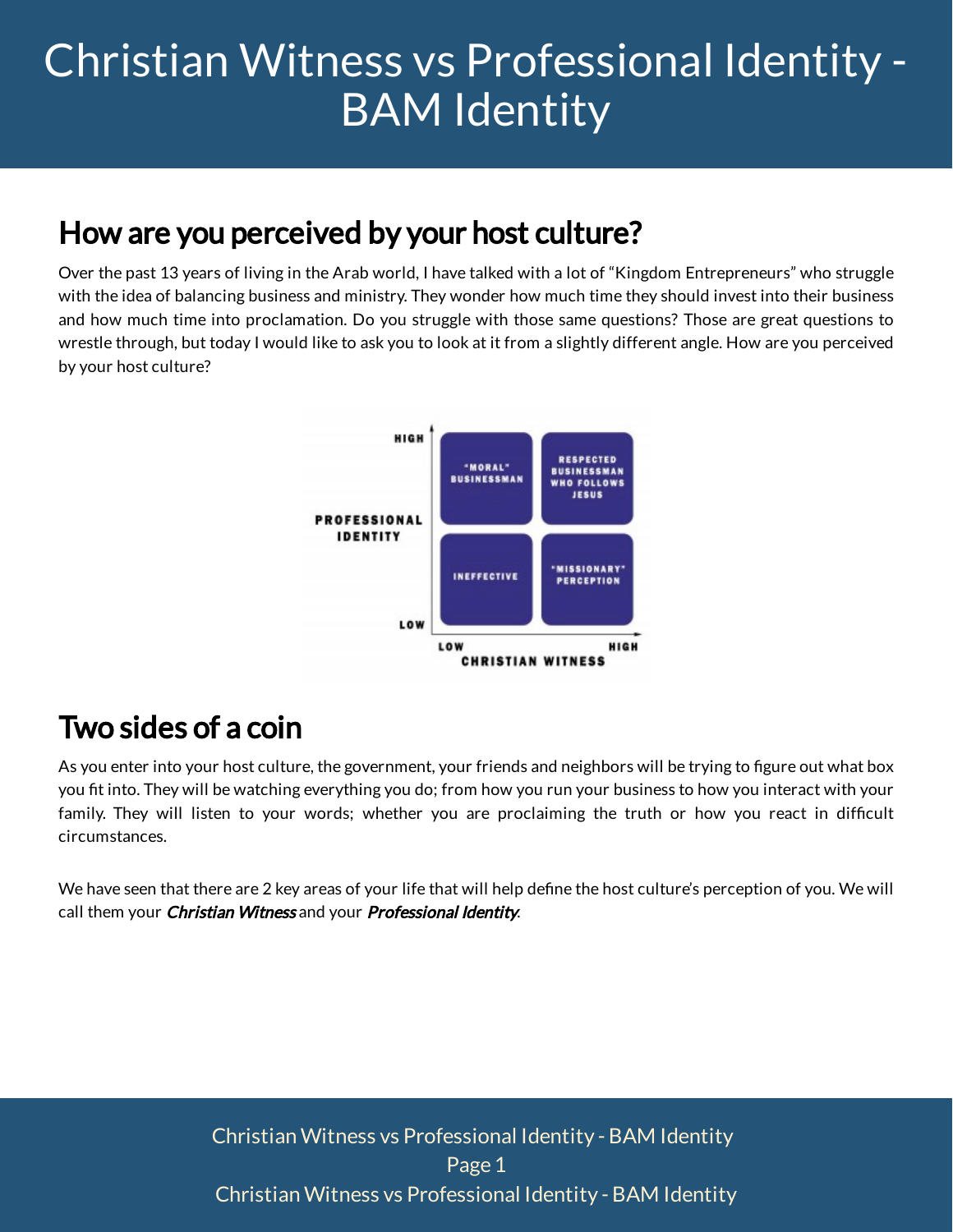## How are you perceived by your host culture?

Over the past 13 years of living in the Arab world, I have talked with a lot of "Kingdom Entrepreneurs" who struggle with the idea of balancing business and ministry. They wonder how much time they should invest into their business and how much time into proclamation. Do you struggle with those same questions? Those are great questions to wrestle through, but today I would like to ask you to look at it from a slightly different angle. How are you perceived by your host culture?

| Professional Identity \ Christian Witness | Low | High |
| --- | --- | --- |
| High | "MORAL" BUSINESSMAN | RESPECTED BUSINESSMAN WHO FOLLOWS JESUS |
| Low | INEFFECTIVE | "MISSIONARY" PERCEPTION |

## Two sides of a coin

As you enter into your host culture, the government, your friends and neighbors will be trying to figure out what box you fit into. They will be watching everything you do; from how you run your business to how you interact with your family. They will listen to your words; whether you are proclaiming the truth or how you react in difficult circumstances.

We have seen that there are 2 key areas of your life that will help define the host culture's perception of you. We will call them your ***Christian Witness*** and your ***Professional Identity***.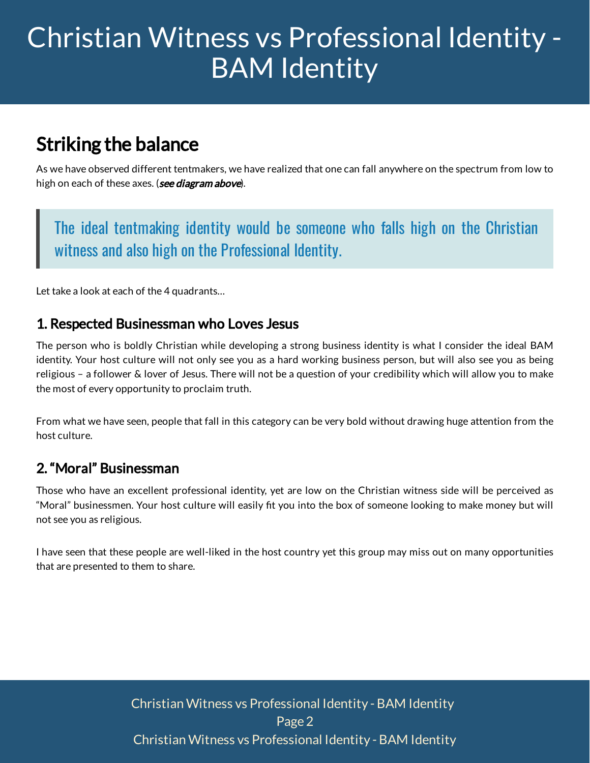## Striking the balance

As we have observed different tentmakers, we have realized that one can fall anywhere on the spectrum from low to high on each of these axes. (***see diagram above***).

> The ideal tentmaking identity would be someone who falls high on the Christian witness and also high on the Professional Identity.

Let take a look at each of the 4 quadrants…

### 1. Respected Businessman who Loves Jesus

The person who is boldly Christian while developing a strong business identity is what I consider the ideal BAM identity. Your host culture will not only see you as a hard working business person, but will also see you as being religious – a follower & lover of Jesus. There will not be a question of your credibility which will allow you to make the most of every opportunity to proclaim truth.

From what we have seen, people that fall in this category can be very bold without drawing huge attention from the host culture.

### 2. "Moral" Businessman

Those who have an excellent professional identity, yet are low on the Christian witness side will be perceived as "Moral" businessmen. Your host culture will easily fit you into the box of someone looking to make money but will not see you as religious.

I have seen that these people are well-liked in the host country yet this group may miss out on many opportunities that are presented to them to share.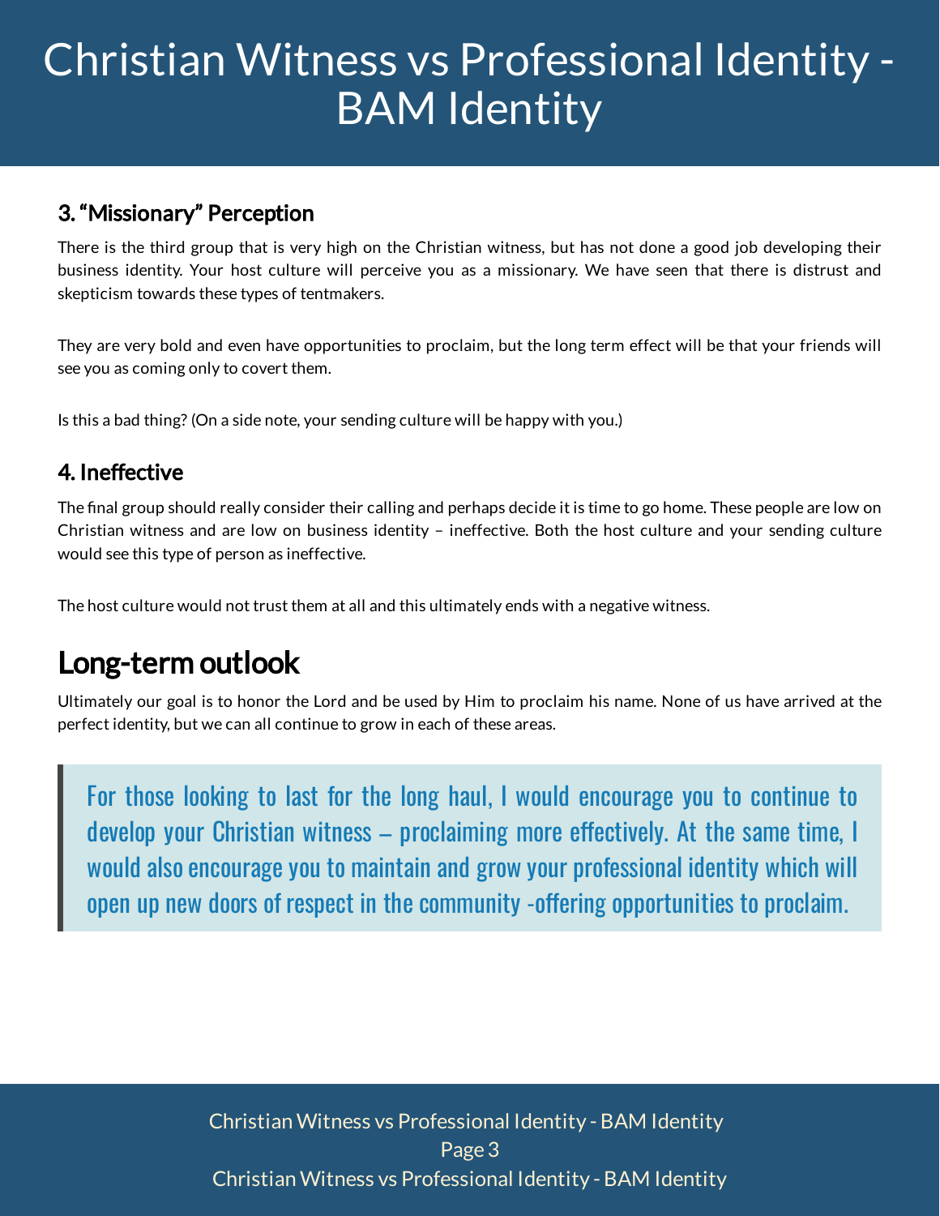### 3. "Missionary" Perception

There is the third group that is very high on the Christian witness, but has not done a good job developing their business identity. Your host culture will perceive you as a missionary. We have seen that there is distrust and skepticism towards these types of tentmakers.

They are very bold and even have opportunities to proclaim, but the long term effect will be that your friends will see you as coming only to covert them.

Is this a bad thing? (On a side note, your sending culture will be happy with you.)

### 4. Ineffective

The final group should really consider their calling and perhaps decide it is time to go home. These people are low on Christian witness and are low on business identity – ineffective. Both the host culture and your sending culture would see this type of person as ineffective.

The host culture would not trust them at all and this ultimately ends with a negative witness.

## Long-term outlook

Ultimately our goal is to honor the Lord and be used by Him to proclaim his name. None of us have arrived at the perfect identity, but we can all continue to grow in each of these areas.

> For those looking to last for the long haul, I would encourage you to continue to develop your Christian witness – proclaiming more effectively. At the same time, I would also encourage you to maintain and grow your professional identity which will open up new doors of respect in the community -offering opportunities to proclaim.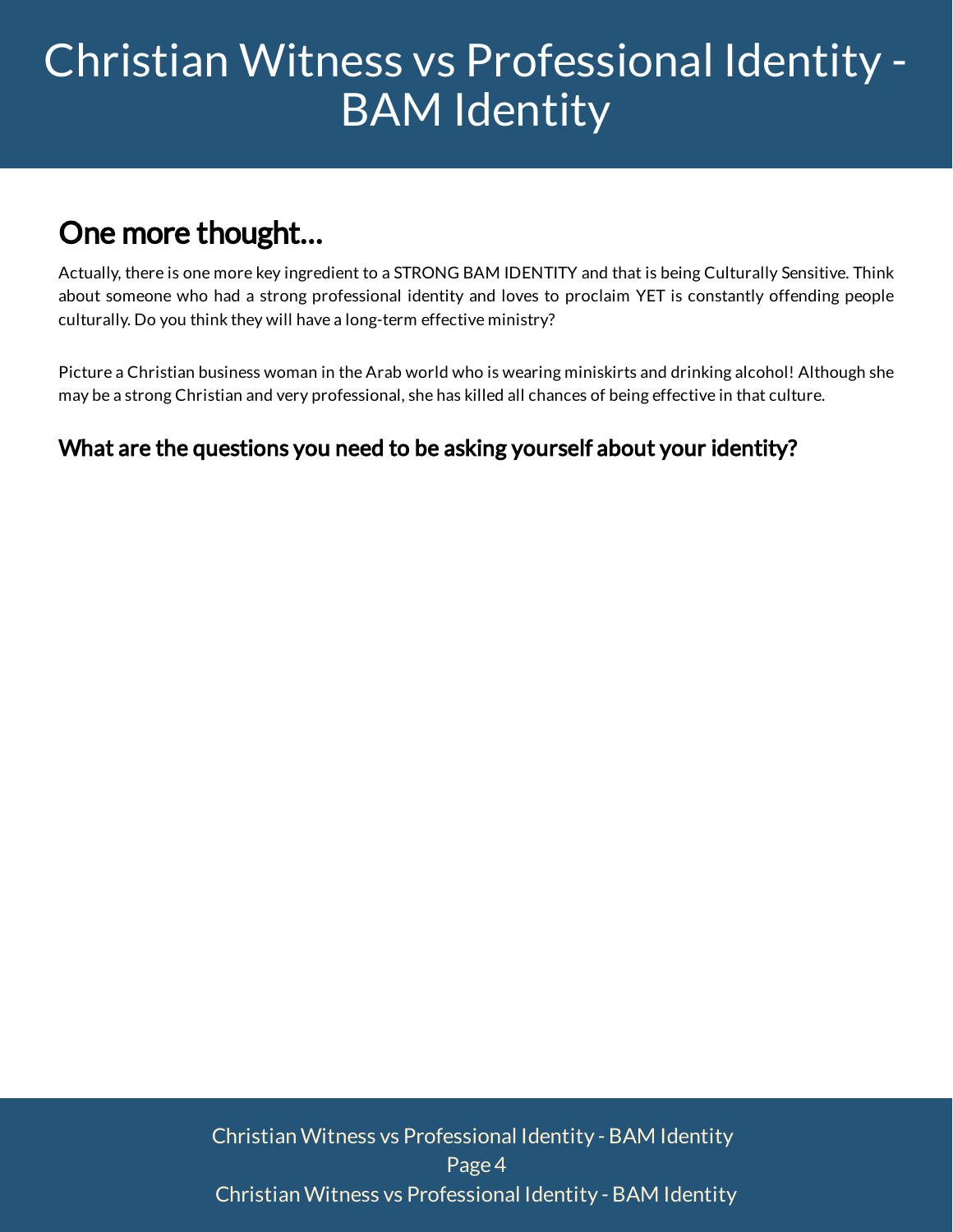## One more thought...

Actually, there is one more key ingredient to a STRONG BAM IDENTITY and that is being Culturally Sensitive. Think about someone who had a strong professional identity and loves to proclaim YET is constantly offending people culturally. Do you think they will have a long-term effective ministry?

Picture a Christian business woman in the Arab world who is wearing miniskirts and drinking alcohol! Although she may be a strong Christian and very professional, she has killed all chances of being effective in that culture.

### What are the questions you need to be asking yourself about your identity?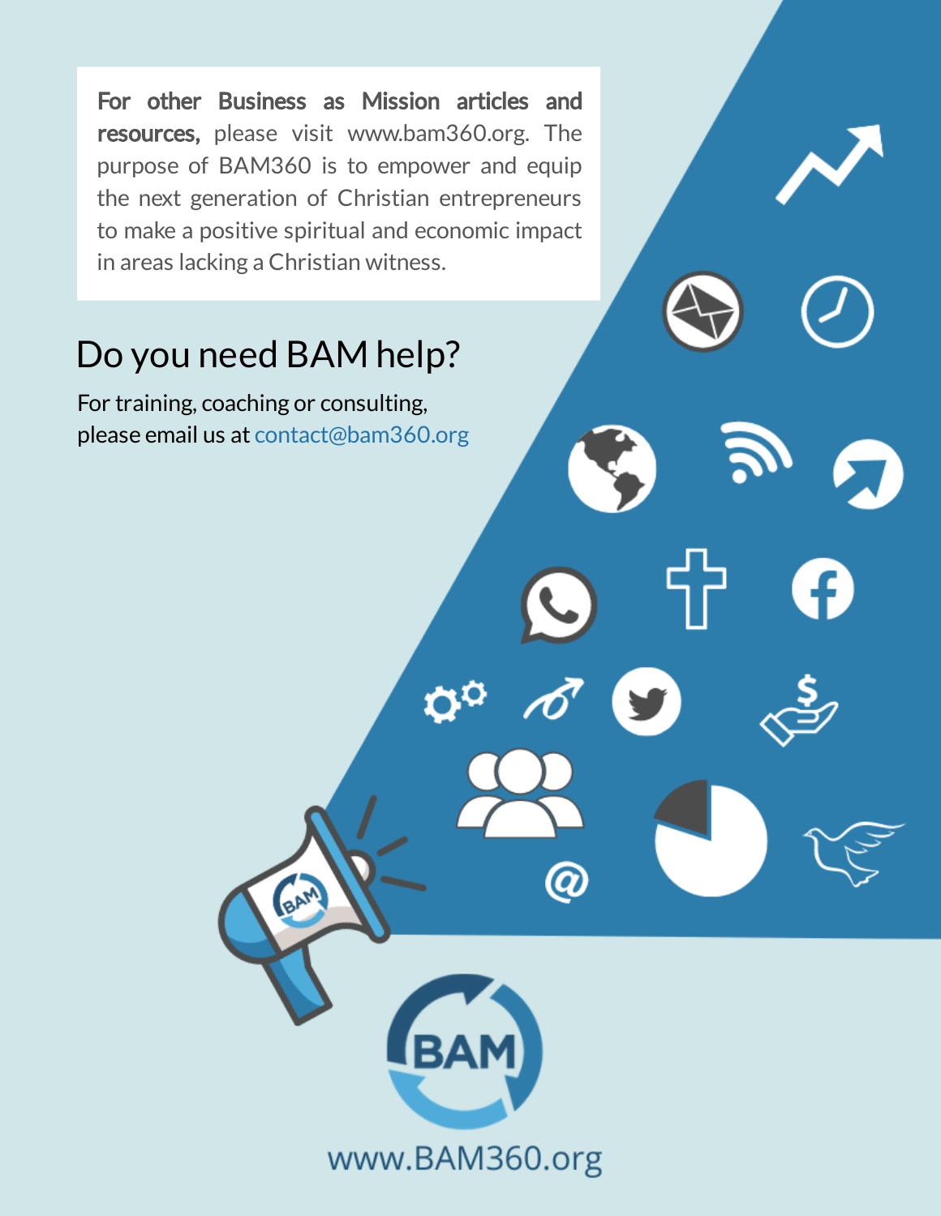**For other Business as Mission articles and resources,** please visit www.bam360.org. The purpose of BAM360 is to empower and equip the next generation of Christian entrepreneurs to make a positive spiritual and economic impact in areas lacking a Christian witness.

## Do you need BAM help?

For training, coaching or consulting, please email us at contact@bam360.org

www.BAM360.org